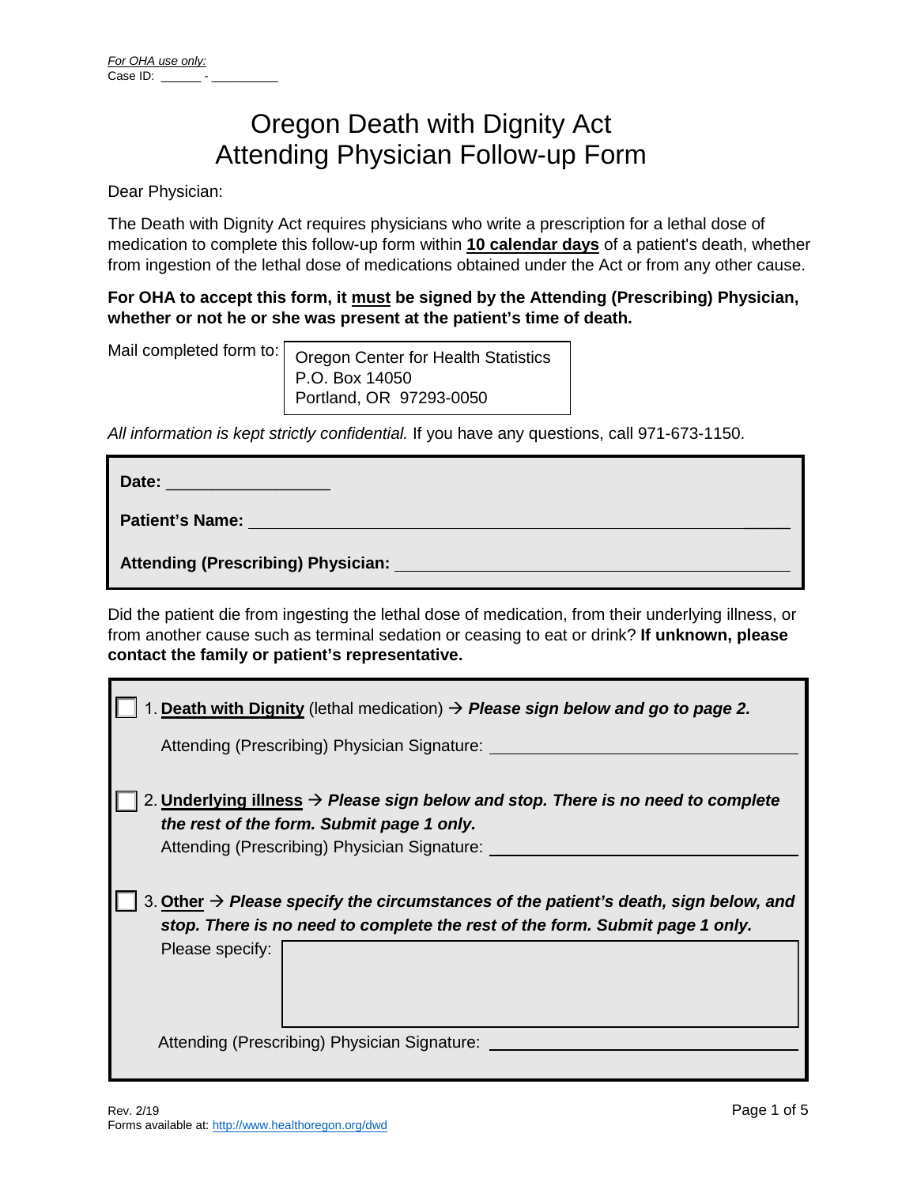*For OHA use only:*
Case ID: ______ - _________

# Oregon Death with Dignity Act
# Attending Physician Follow-up Form

Dear Physician:

The Death with Dignity Act requires physicians who write a prescription for a lethal dose of medication to complete this follow-up form within **10 calendar days** of a patient's death, whether from ingestion of the lethal dose of medications obtained under the Act or from any other cause.

**For OHA to accept this form, it must be signed by the Attending (Prescribing) Physician, whether or not he or she was present at the patient's time of death.**

Mail completed form to:

Oregon Center for Health Statistics
P.O. Box 14050
Portland, OR 97293-0050

*All information is kept strictly confidential.* If you have any questions, call 971-673-1150.

**Date:** _________________

**Patient's Name:** ____________________________________________

**Attending (Prescribing) Physician:** ____________________________________

Did the patient die from ingesting the lethal dose of medication, from their underlying illness, or from another cause such as terminal sedation or ceasing to eat or drink? **If unknown, please contact the family or patient's representative.**

☐ 1. **Death with Dignity** (lethal medication) → ***Please sign below and go to page 2.***

Attending (Prescribing) Physician Signature: ______________________________

☐ 2. **Underlying illness** → ***Please sign below and stop. There is no need to complete the rest of the form. Submit page 1 only.***

Attending (Prescribing) Physician Signature: ______________________________

☐ 3. **Other** → ***Please specify the circumstances of the patient's death, sign below, and stop. There is no need to complete the rest of the form. Submit page 1 only.***

Please specify: ______________________________

Attending (Prescribing) Physician Signature: ______________________________

Rev. 2/19
Forms available at: http://www.healthoregon.org/dwd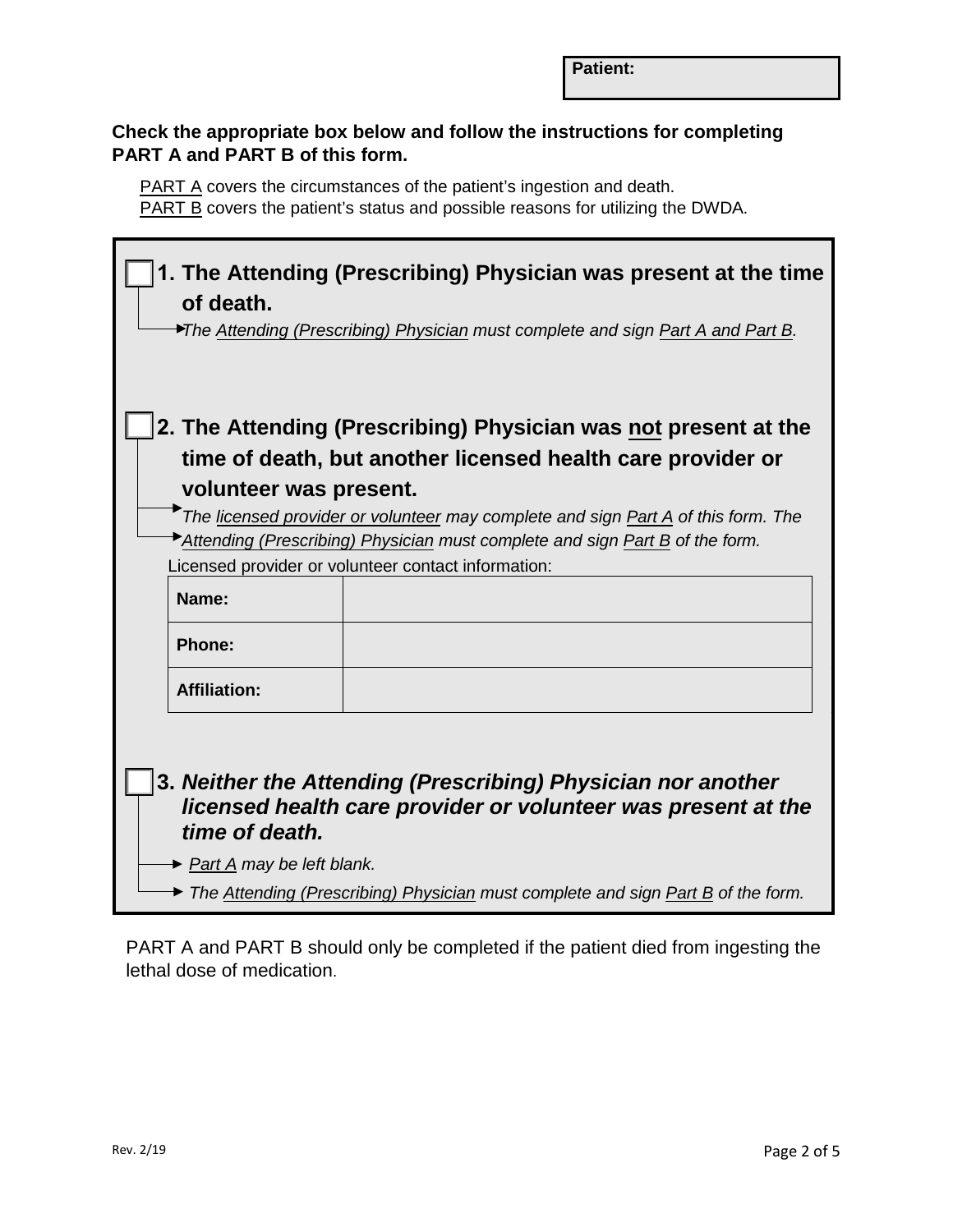| **Patient:** |
|---|

**Check the appropriate box below and follow the instructions for completing PART A and PART B of this form.**

PART A covers the circumstances of the patient's ingestion and death.
PART B covers the patient's status and possible reasons for utilizing the DWDA.

☐ **1. The Attending (Prescribing) Physician was present at the time of death.**

→ *The Attending (Prescribing) Physician must complete and sign Part A and Part B.*

☐ **2. The Attending (Prescribing) Physician was not present at the time of death, but another licensed health care provider or volunteer was present.**

→ *The licensed provider or volunteer may complete and sign Part A of this form. The*
→ *Attending (Prescribing) Physician must complete and sign Part B of the form.*

Licensed provider or volunteer contact information:

| | |
|---|---|
| **Name:** | |
| **Phone:** | |
| **Affiliation:** | |

☐ **3. *Neither the Attending (Prescribing) Physician nor another licensed health care provider or volunteer was present at the time of death.***

→ *Part A may be left blank.*
→ *The Attending (Prescribing) Physician must complete and sign Part B of the form.*

PART A and PART B should only be completed if the patient died from ingesting the lethal dose of medication.

Rev. 2/19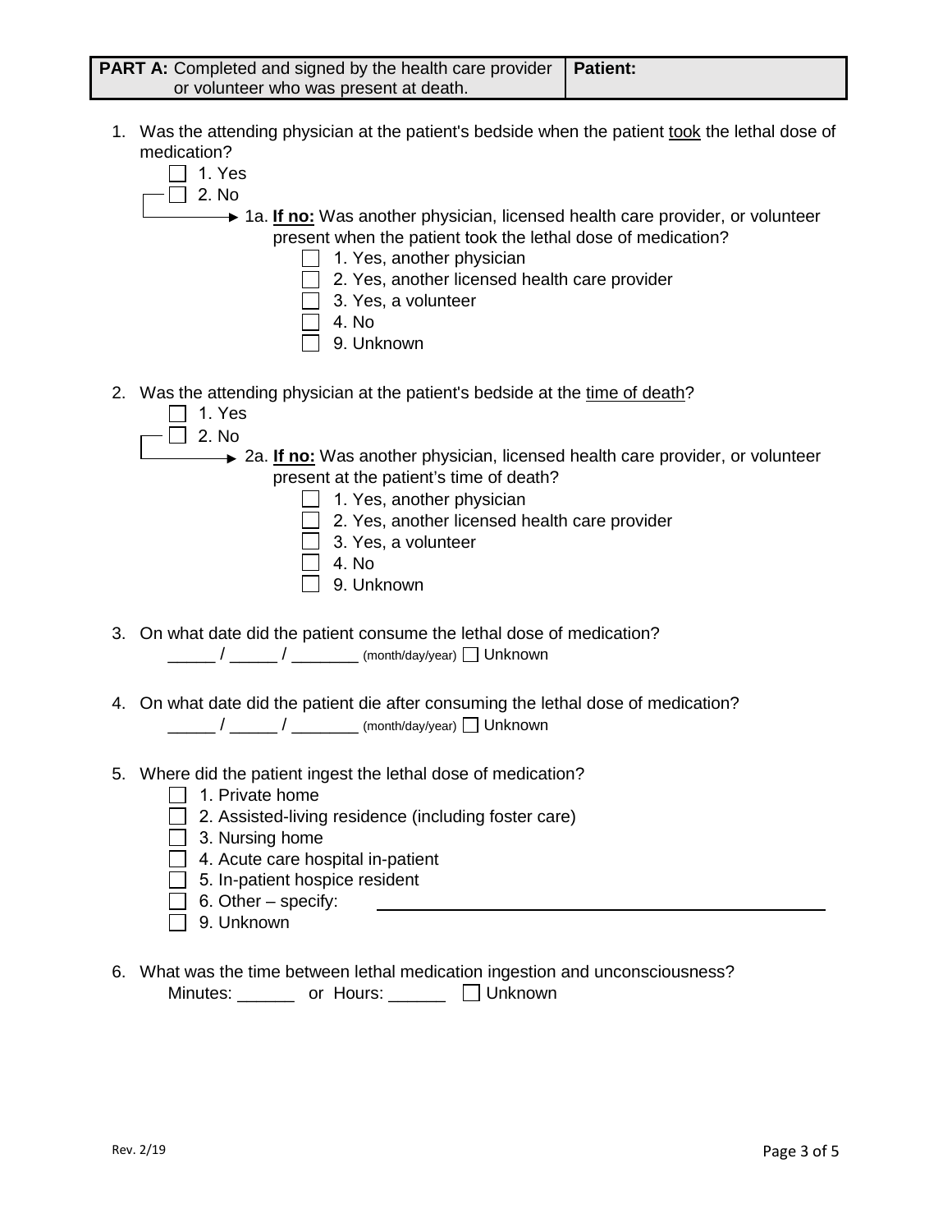| **PART A:** Completed and signed by the health care provider or volunteer who was present at death. | **Patient:** |
| --- | --- |

1. Was the attending physician at the patient's bedside when the patient took the lethal dose of medication?
   - ☐ 1. Yes
   - ☐ 2. No
     - 1a. **If no:** Was another physician, licensed health care provider, or volunteer present when the patient took the lethal dose of medication?
       - ☐ 1. Yes, another physician
       - ☐ 2. Yes, another licensed health care provider
       - ☐ 3. Yes, a volunteer
       - ☐ 4. No
       - ☐ 9. Unknown

2. Was the attending physician at the patient's bedside at the time of death?
   - ☐ 1. Yes
   - ☐ 2. No
     - 2a. **If no:** Was another physician, licensed health care provider, or volunteer present at the patient's time of death?
       - ☐ 1. Yes, another physician
       - ☐ 2. Yes, another licensed health care provider
       - ☐ 3. Yes, a volunteer
       - ☐ 4. No
       - ☐ 9. Unknown

3. On what date did the patient consume the lethal dose of medication?
   _____ / _____ / _______ (month/day/year) ☐ Unknown

4. On what date did the patient die after consuming the lethal dose of medication?
   _____ / _____ / _______ (month/day/year) ☐ Unknown

5. Where did the patient ingest the lethal dose of medication?
   - ☐ 1. Private home
   - ☐ 2. Assisted-living residence (including foster care)
   - ☐ 3. Nursing home
   - ☐ 4. Acute care hospital in-patient
   - ☐ 5. In-patient hospice resident
   - ☐ 6. Other – specify: ________________________________
   - ☐ 9. Unknown

6. What was the time between lethal medication ingestion and unconsciousness?
   Minutes: ______ or Hours: ______ ☐ Unknown

Rev. 2/19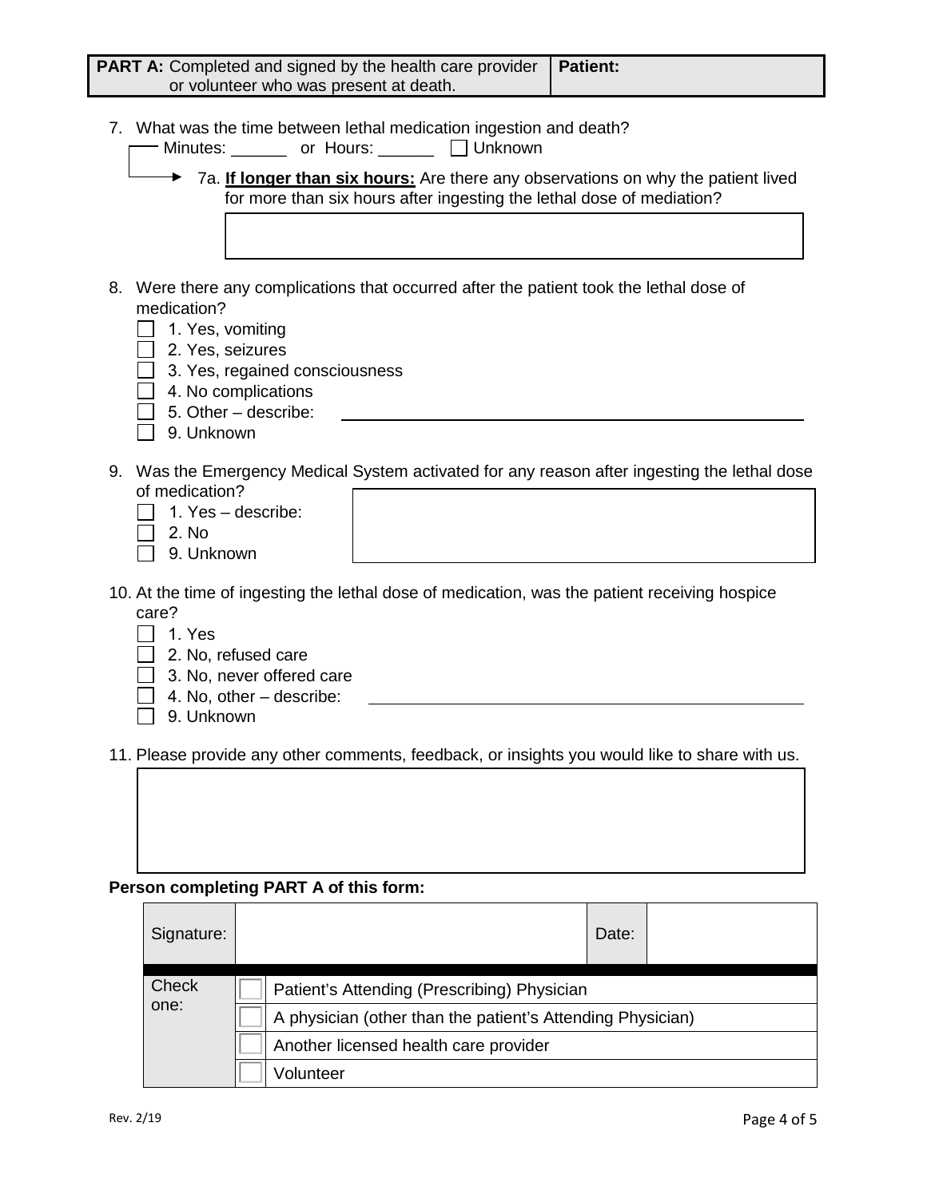| **PART A:** Completed and signed by the health care provider or volunteer who was present at death. | **Patient:** |
|---|---|

7. What was the time between lethal medication ingestion and death?
   Minutes: ______ or Hours: ______ ☐ Unknown

   7a. **If longer than six hours:** Are there any observations on why the patient lived for more than six hours after ingesting the lethal dose of mediation?

8. Were there any complications that occurred after the patient took the lethal dose of medication?
   - ☐ 1. Yes, vomiting
   - ☐ 2. Yes, seizures
   - ☐ 3. Yes, regained consciousness
   - ☐ 4. No complications
   - ☐ 5. Other – describe: ______________________________
   - ☐ 9. Unknown

9. Was the Emergency Medical System activated for any reason after ingesting the lethal dose of medication?
   - ☐ 1. Yes – describe:
   - ☐ 2. No
   - ☐ 9. Unknown

10. At the time of ingesting the lethal dose of medication, was the patient receiving hospice care?
    - ☐ 1. Yes
    - ☐ 2. No, refused care
    - ☐ 3. No, never offered care
    - ☐ 4. No, other – describe: ______________________________
    - ☐ 9. Unknown

11. Please provide any other comments, feedback, or insights you would like to share with us.

**Person completing PART A of this form:**

| Signature: | | Date: | |
|---|---|---|---|

| Check one: | |
|---|---|
| ☐ | Patient's Attending (Prescribing) Physician |
| ☐ | A physician (other than the patient's Attending Physician) |
| ☐ | Another licensed health care provider |
| ☐ | Volunteer |

Rev. 2/19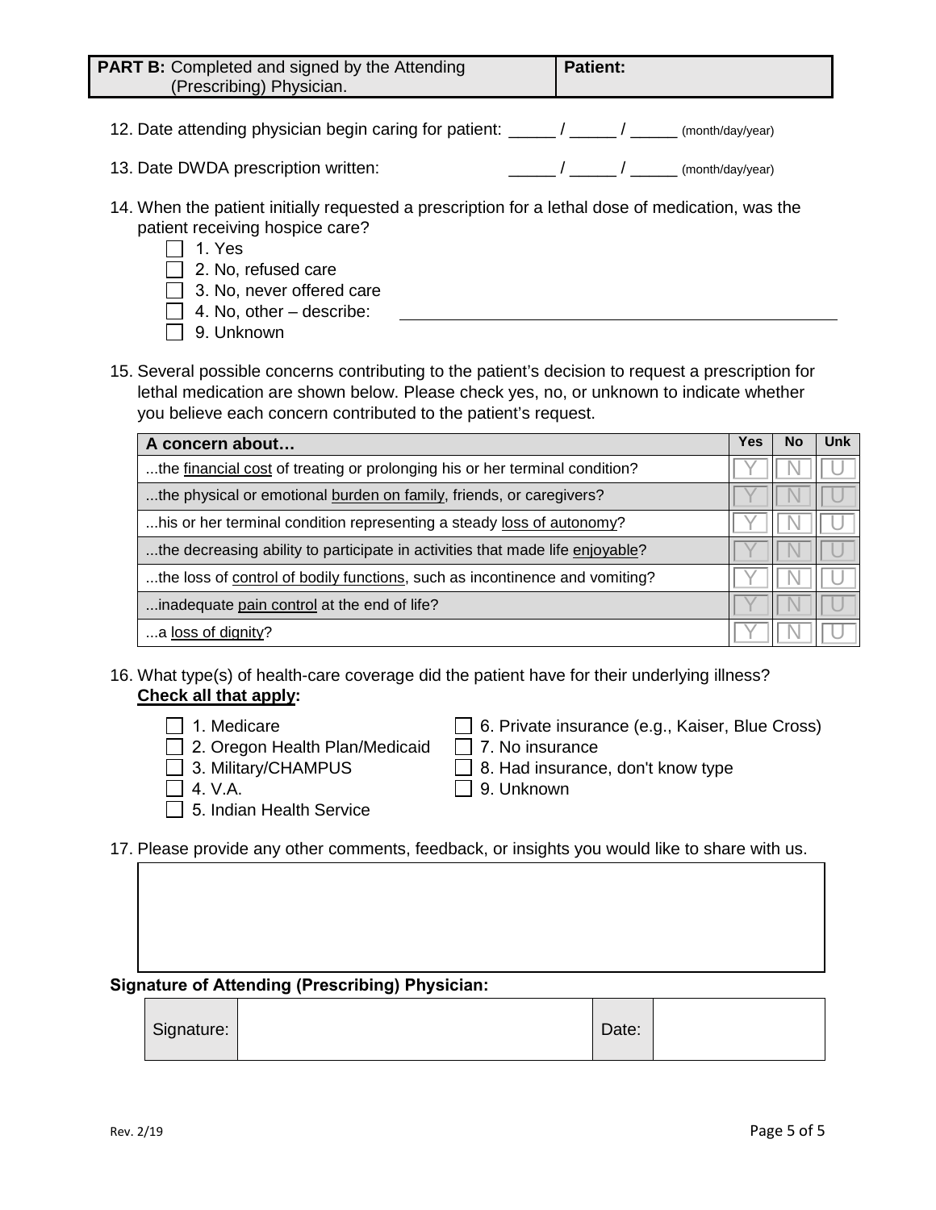| **PART B:** Completed and signed by the Attending (Prescribing) Physician. | **Patient:** |
| --- | --- |

12. Date attending physician begin caring for patient: _____ / _____ / _____ (month/day/year)

13. Date DWDA prescription written: _____ / _____ / _____ (month/day/year)

14. When the patient initially requested a prescription for a lethal dose of medication, was the patient receiving hospice care?
    - ☐ 1. Yes
    - ☐ 2. No, refused care
    - ☐ 3. No, never offered care
    - ☐ 4. No, other – describe: ______________________________
    - ☐ 9. Unknown

15. Several possible concerns contributing to the patient's decision to request a prescription for lethal medication are shown below. Please check yes, no, or unknown to indicate whether you believe each concern contributed to the patient's request.

| A concern about… | Yes | No | Unk |
| --- | --- | --- | --- |
| ...the financial cost of treating or prolonging his or her terminal condition? | Y | N | U |
| ...the physical or emotional burden on family, friends, or caregivers? | Y | N | U |
| ...his or her terminal condition representing a steady loss of autonomy? | Y | N | U |
| ...the decreasing ability to participate in activities that made life enjoyable? | Y | N | U |
| ...the loss of control of bodily functions, such as incontinence and vomiting? | Y | N | U |
| ...inadequate pain control at the end of life? | Y | N | U |
| ...a loss of dignity? | Y | N | U |

16. What type(s) of health-care coverage did the patient have for their underlying illness? **Check all that apply:**
    - ☐ 1. Medicare
    - ☐ 2. Oregon Health Plan/Medicaid
    - ☐ 3. Military/CHAMPUS
    - ☐ 4. V.A.
    - ☐ 5. Indian Health Service
    - ☐ 6. Private insurance (e.g., Kaiser, Blue Cross)
    - ☐ 7. No insurance
    - ☐ 8. Had insurance, don't know type
    - ☐ 9. Unknown

17. Please provide any other comments, feedback, or insights you would like to share with us.

**Signature of Attending (Prescribing) Physician:**

| Signature: | | Date: | |
| --- | --- | --- | --- |

Rev. 2/19